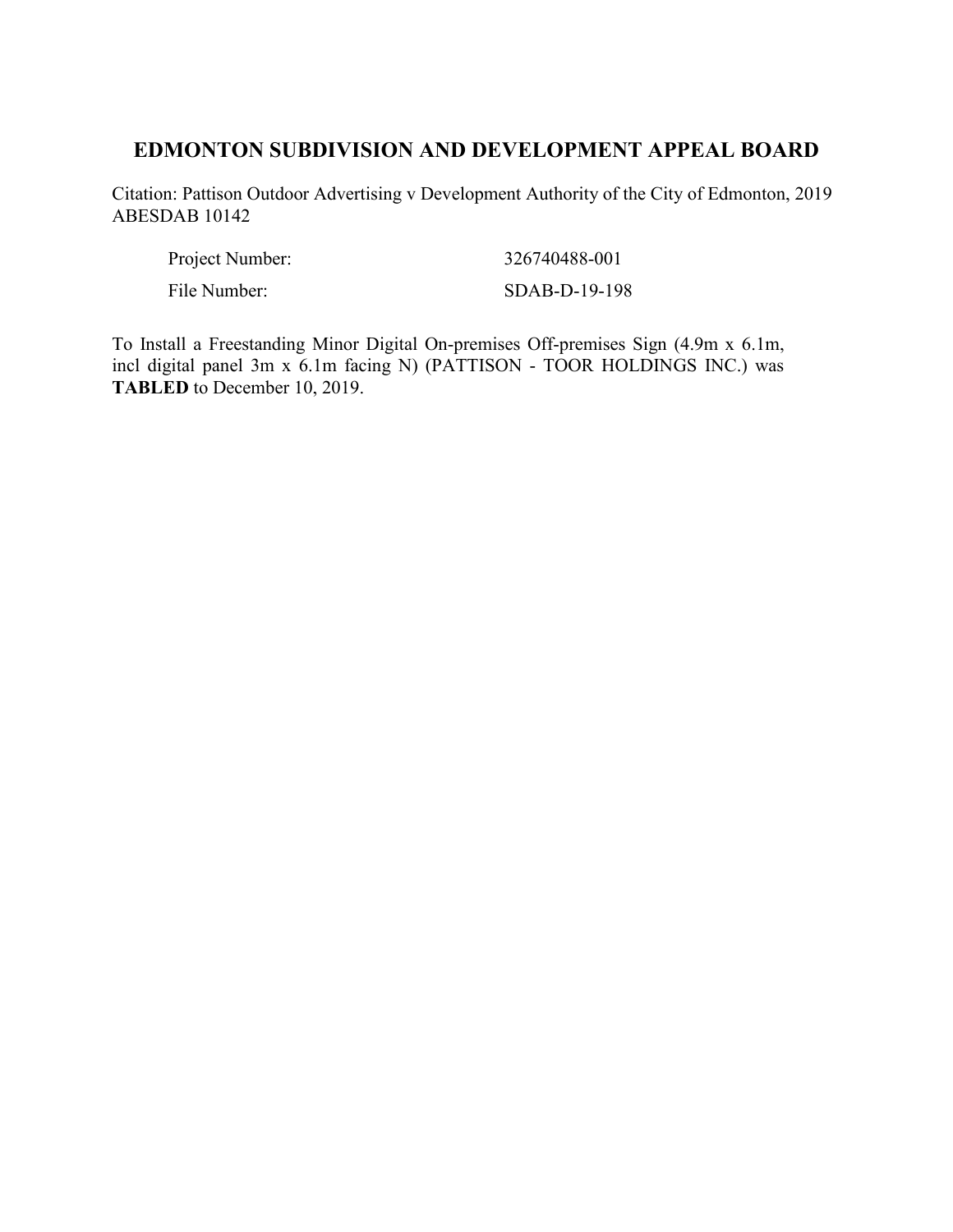# EDMONTON SUBDIVISION AND DEVELOPMENT APPEAL BOARD

Citation: Pattison Outdoor Advertising v Development Authority of the City of Edmonton, 2019 ABESDAB 10142

| | |
|---|---|
| Project Number: | 326740488-001 |
| File Number: | SDAB-D-19-198 |

To Install a Freestanding Minor Digital On-premises Off-premises Sign (4.9m x 6.1m, incl digital panel 3m x 6.1m facing N) (PATTISON - TOOR HOLDINGS INC.) was **TABLED** to December 10, 2019.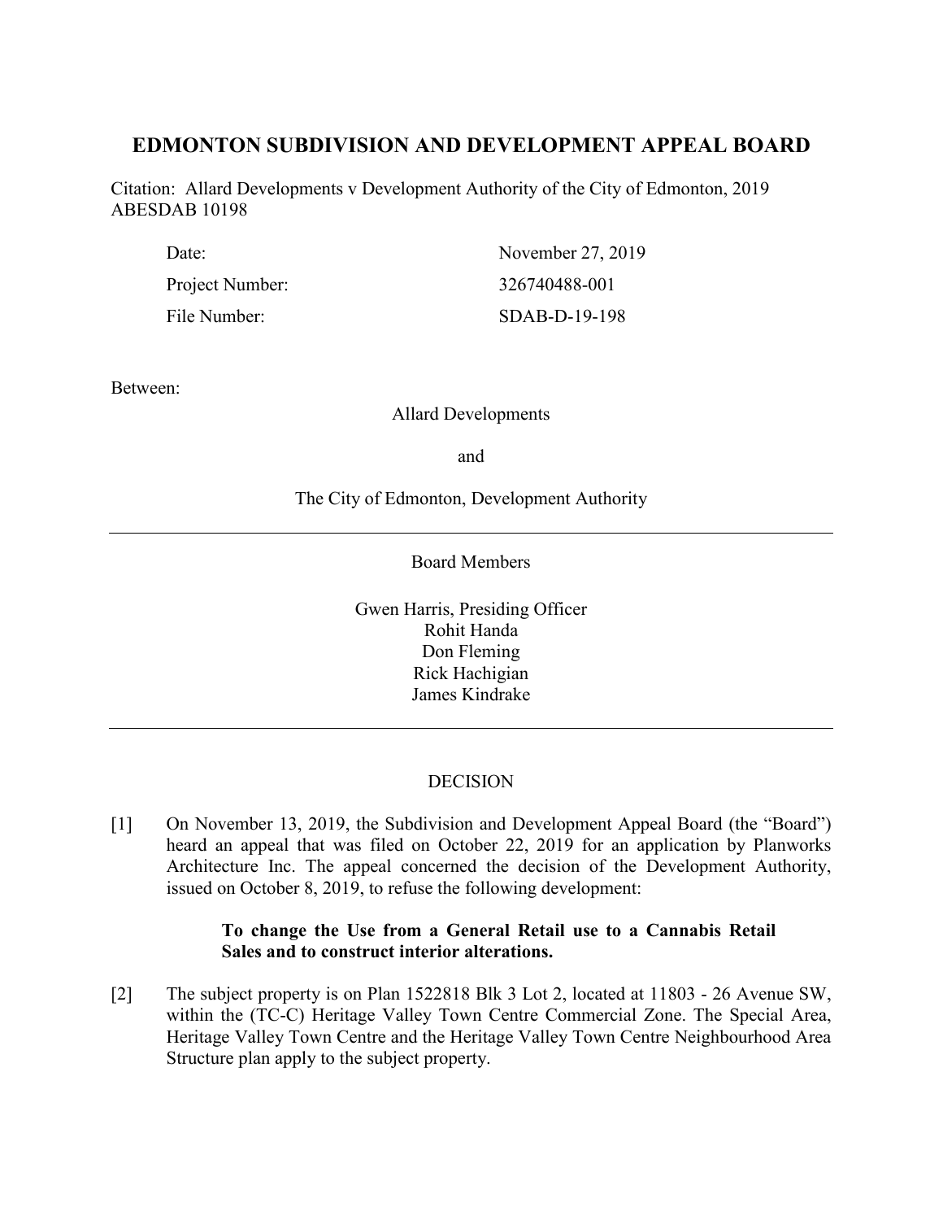# EDMONTON SUBDIVISION AND DEVELOPMENT APPEAL BOARD

Citation: Allard Developments v Development Authority of the City of Edmonton, 2019 ABESDAB 10198

| | |
|---|---|
| Date: | November 27, 2019 |
| Project Number: | 326740488-001 |
| File Number: | SDAB-D-19-198 |

Between:

Allard Developments

and

The City of Edmonton, Development Authority

---

Board Members

Gwen Harris, Presiding Officer
Rohit Handa
Don Fleming
Rick Hachigian
James Kindrake

---

DECISION

[1] On November 13, 2019, the Subdivision and Development Appeal Board (the "Board") heard an appeal that was filed on October 22, 2019 for an application by Planworks Architecture Inc. The appeal concerned the decision of the Development Authority, issued on October 8, 2019, to refuse the following development:

> **To change the Use from a General Retail use to a Cannabis Retail Sales and to construct interior alterations.**

[2] The subject property is on Plan 1522818 Blk 3 Lot 2, located at 11803 - 26 Avenue SW, within the (TC-C) Heritage Valley Town Centre Commercial Zone. The Special Area, Heritage Valley Town Centre and the Heritage Valley Town Centre Neighbourhood Area Structure plan apply to the subject property.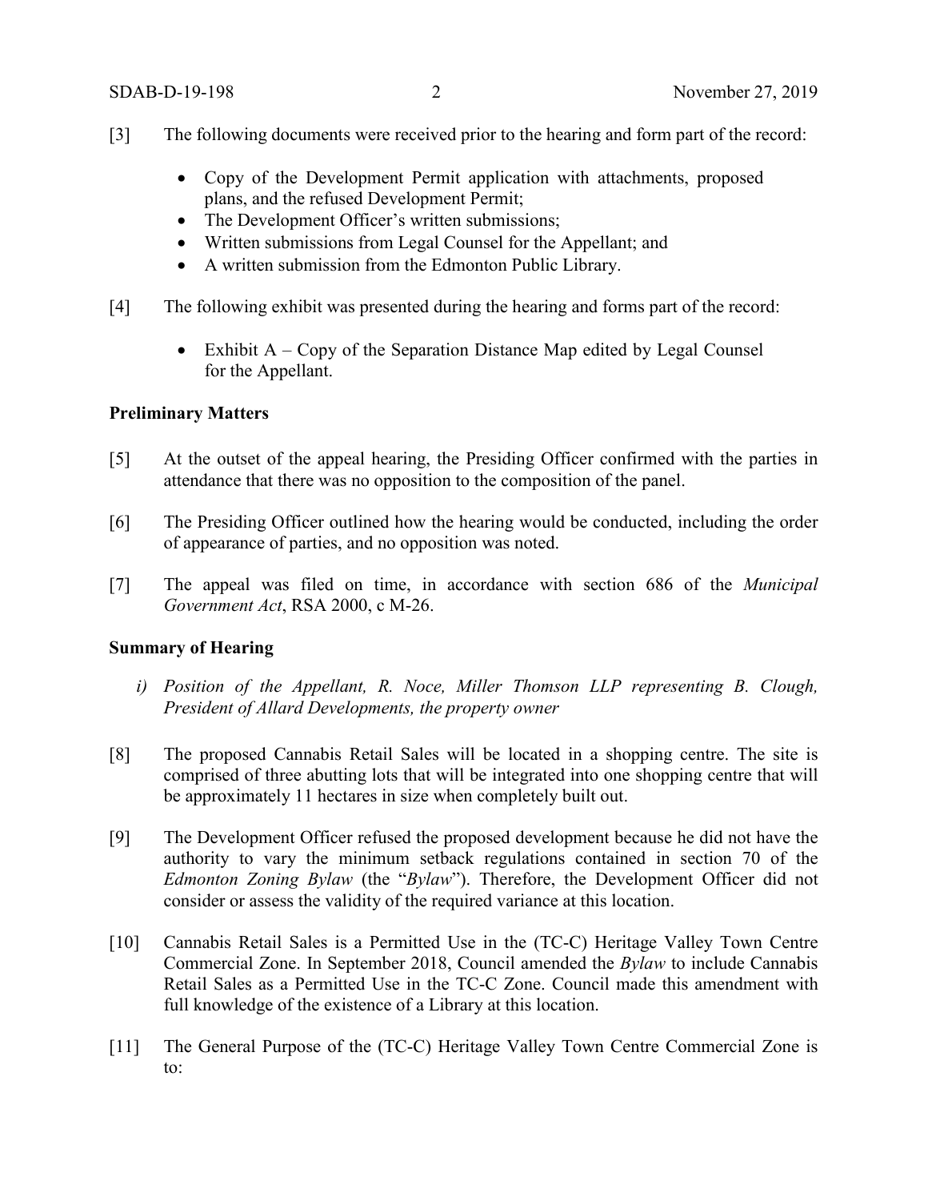[3] The following documents were received prior to the hearing and form part of the record:

- Copy of the Development Permit application with attachments, proposed plans, and the refused Development Permit;
- The Development Officer's written submissions;
- Written submissions from Legal Counsel for the Appellant; and
- A written submission from the Edmonton Public Library.

[4] The following exhibit was presented during the hearing and forms part of the record:

- Exhibit A – Copy of the Separation Distance Map edited by Legal Counsel for the Appellant.

**Preliminary Matters**

[5] At the outset of the appeal hearing, the Presiding Officer confirmed with the parties in attendance that there was no opposition to the composition of the panel.

[6] The Presiding Officer outlined how the hearing would be conducted, including the order of appearance of parties, and no opposition was noted.

[7] The appeal was filed on time, in accordance with section 686 of the *Municipal Government Act*, RSA 2000, c M-26.

**Summary of Hearing**

*i) Position of the Appellant, R. Noce, Miller Thomson LLP representing B. Clough, President of Allard Developments, the property owner*

[8] The proposed Cannabis Retail Sales will be located in a shopping centre. The site is comprised of three abutting lots that will be integrated into one shopping centre that will be approximately 11 hectares in size when completely built out.

[9] The Development Officer refused the proposed development because he did not have the authority to vary the minimum setback regulations contained in section 70 of the *Edmonton Zoning Bylaw* (the "*Bylaw*"). Therefore, the Development Officer did not consider or assess the validity of the required variance at this location.

[10] Cannabis Retail Sales is a Permitted Use in the (TC-C) Heritage Valley Town Centre Commercial Zone. In September 2018, Council amended the *Bylaw* to include Cannabis Retail Sales as a Permitted Use in the TC-C Zone. Council made this amendment with full knowledge of the existence of a Library at this location.

[11] The General Purpose of the (TC-C) Heritage Valley Town Centre Commercial Zone is to: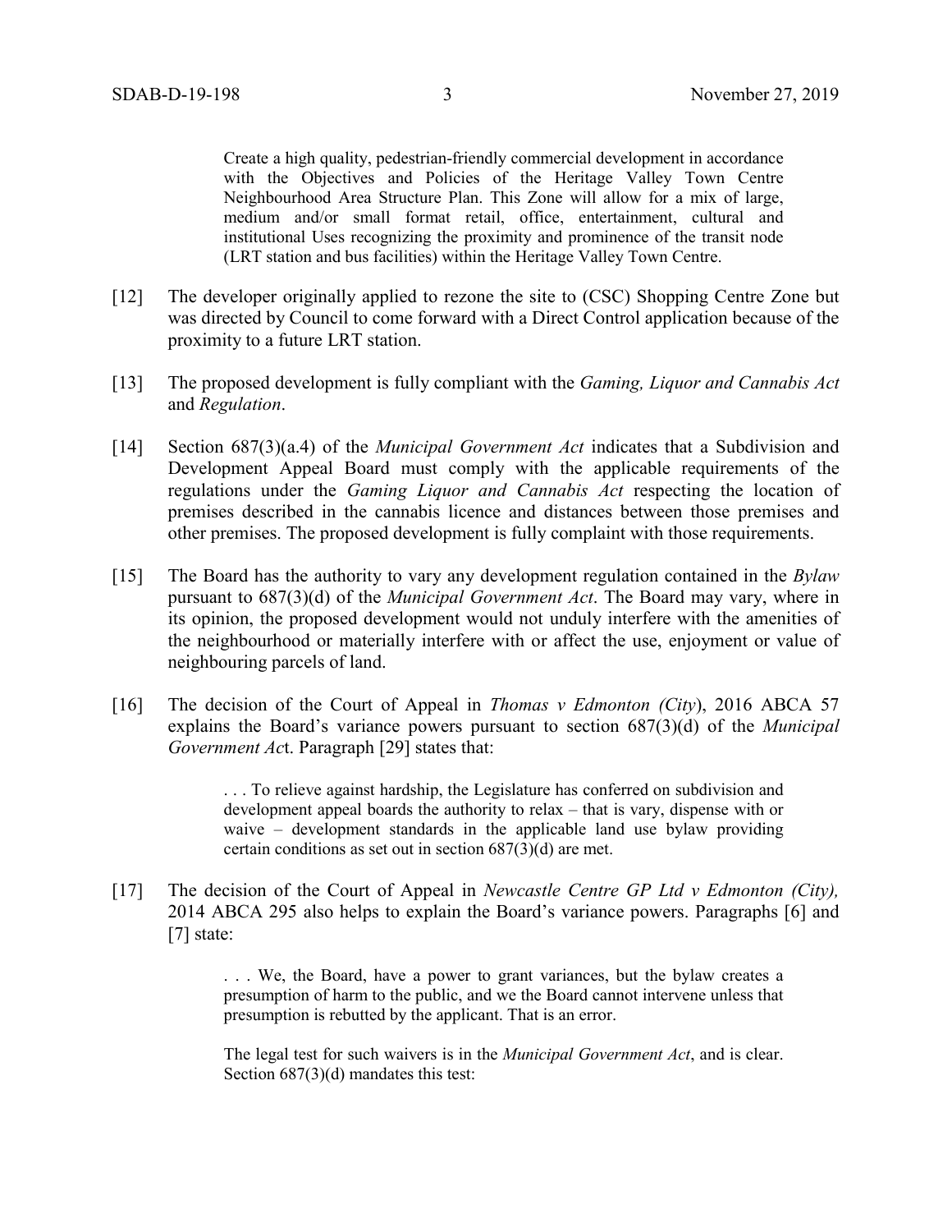> Create a high quality, pedestrian-friendly commercial development in accordance with the Objectives and Policies of the Heritage Valley Town Centre Neighbourhood Area Structure Plan. This Zone will allow for a mix of large, medium and/or small format retail, office, entertainment, cultural and institutional Uses recognizing the proximity and prominence of the transit node (LRT station and bus facilities) within the Heritage Valley Town Centre.

[12] The developer originally applied to rezone the site to (CSC) Shopping Centre Zone but was directed by Council to come forward with a Direct Control application because of the proximity to a future LRT station.

[13] The proposed development is fully compliant with the *Gaming, Liquor and Cannabis Act* and *Regulation*.

[14] Section 687(3)(a.4) of the *Municipal Government Act* indicates that a Subdivision and Development Appeal Board must comply with the applicable requirements of the regulations under the *Gaming Liquor and Cannabis Act* respecting the location of premises described in the cannabis licence and distances between those premises and other premises. The proposed development is fully complaint with those requirements.

[15] The Board has the authority to vary any development regulation contained in the *Bylaw* pursuant to 687(3)(d) of the *Municipal Government Act*. The Board may vary, where in its opinion, the proposed development would not unduly interfere with the amenities of the neighbourhood or materially interfere with or affect the use, enjoyment or value of neighbouring parcels of land.

[16] The decision of the Court of Appeal in *Thomas v Edmonton (City*), 2016 ABCA 57 explains the Board's variance powers pursuant to section 687(3)(d) of the *Municipal Government Ac*t. Paragraph [29] states that:

> . . . To relieve against hardship, the Legislature has conferred on subdivision and development appeal boards the authority to relax – that is vary, dispense with or waive – development standards in the applicable land use bylaw providing certain conditions as set out in section 687(3)(d) are met.

[17] The decision of the Court of Appeal in *Newcastle Centre GP Ltd v Edmonton (City),* 2014 ABCA 295 also helps to explain the Board's variance powers. Paragraphs [6] and [7] state:

> . . . We, the Board, have a power to grant variances, but the bylaw creates a presumption of harm to the public, and we the Board cannot intervene unless that presumption is rebutted by the applicant. That is an error.
>
> The legal test for such waivers is in the *Municipal Government Act*, and is clear. Section 687(3)(d) mandates this test: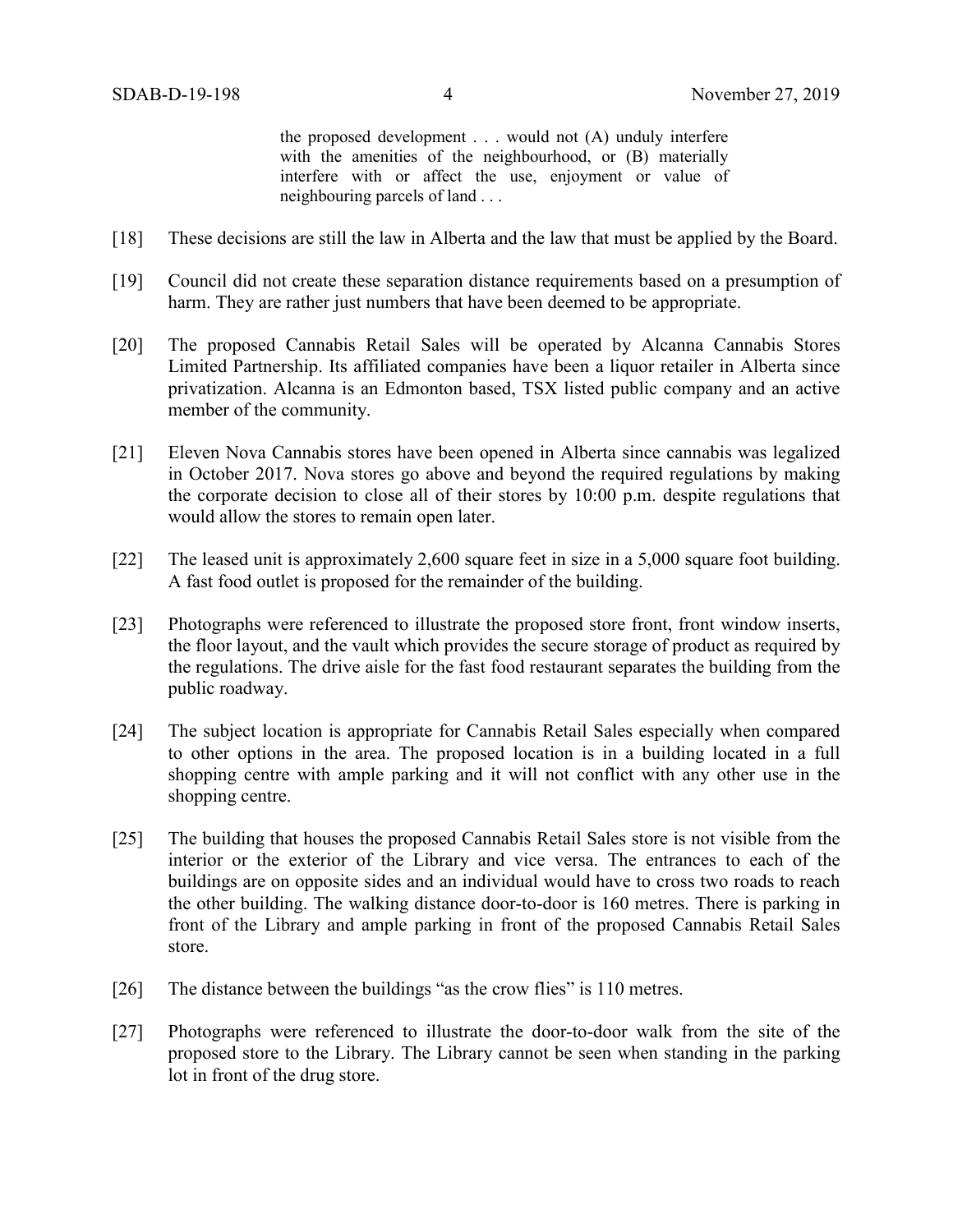> the proposed development . . . would not (A) unduly interfere with the amenities of the neighbourhood, or (B) materially interfere with or affect the use, enjoyment or value of neighbouring parcels of land . . .

[18] These decisions are still the law in Alberta and the law that must be applied by the Board.

[19] Council did not create these separation distance requirements based on a presumption of harm. They are rather just numbers that have been deemed to be appropriate.

[20] The proposed Cannabis Retail Sales will be operated by Alcanna Cannabis Stores Limited Partnership. Its affiliated companies have been a liquor retailer in Alberta since privatization. Alcanna is an Edmonton based, TSX listed public company and an active member of the community.

[21] Eleven Nova Cannabis stores have been opened in Alberta since cannabis was legalized in October 2017. Nova stores go above and beyond the required regulations by making the corporate decision to close all of their stores by 10:00 p.m. despite regulations that would allow the stores to remain open later.

[22] The leased unit is approximately 2,600 square feet in size in a 5,000 square foot building. A fast food outlet is proposed for the remainder of the building.

[23] Photographs were referenced to illustrate the proposed store front, front window inserts, the floor layout, and the vault which provides the secure storage of product as required by the regulations. The drive aisle for the fast food restaurant separates the building from the public roadway.

[24] The subject location is appropriate for Cannabis Retail Sales especially when compared to other options in the area. The proposed location is in a building located in a full shopping centre with ample parking and it will not conflict with any other use in the shopping centre.

[25] The building that houses the proposed Cannabis Retail Sales store is not visible from the interior or the exterior of the Library and vice versa. The entrances to each of the buildings are on opposite sides and an individual would have to cross two roads to reach the other building. The walking distance door-to-door is 160 metres. There is parking in front of the Library and ample parking in front of the proposed Cannabis Retail Sales store.

[26] The distance between the buildings "as the crow flies" is 110 metres.

[27] Photographs were referenced to illustrate the door-to-door walk from the site of the proposed store to the Library. The Library cannot be seen when standing in the parking lot in front of the drug store.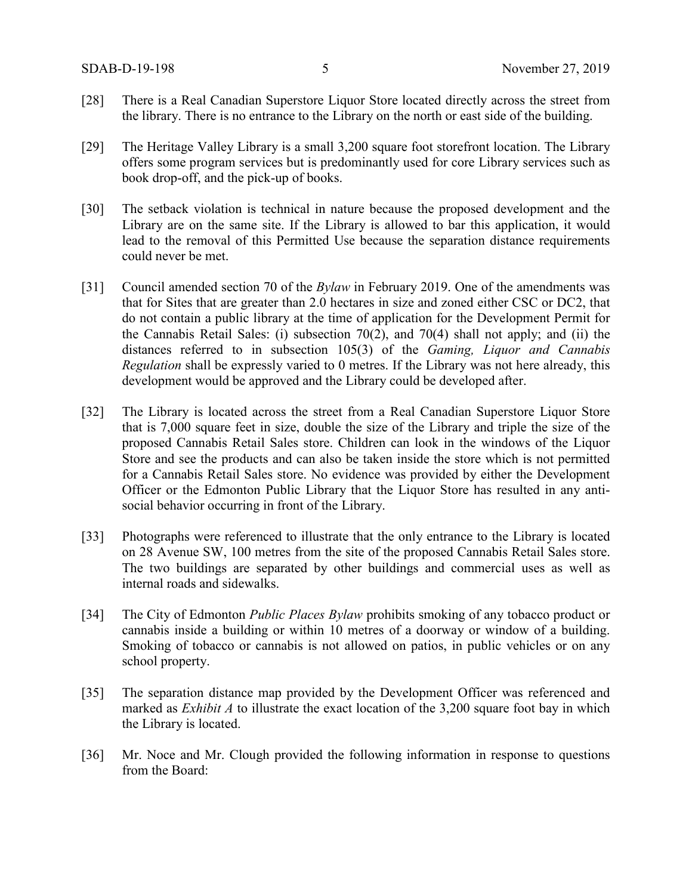[28] There is a Real Canadian Superstore Liquor Store located directly across the street from the library. There is no entrance to the Library on the north or east side of the building.

[29] The Heritage Valley Library is a small 3,200 square foot storefront location. The Library offers some program services but is predominantly used for core Library services such as book drop-off, and the pick-up of books.

[30] The setback violation is technical in nature because the proposed development and the Library are on the same site. If the Library is allowed to bar this application, it would lead to the removal of this Permitted Use because the separation distance requirements could never be met.

[31] Council amended section 70 of the *Bylaw* in February 2019. One of the amendments was that for Sites that are greater than 2.0 hectares in size and zoned either CSC or DC2, that do not contain a public library at the time of application for the Development Permit for the Cannabis Retail Sales: (i) subsection 70(2), and 70(4) shall not apply; and (ii) the distances referred to in subsection 105(3) of the *Gaming, Liquor and Cannabis Regulation* shall be expressly varied to 0 metres. If the Library was not here already, this development would be approved and the Library could be developed after.

[32] The Library is located across the street from a Real Canadian Superstore Liquor Store that is 7,000 square feet in size, double the size of the Library and triple the size of the proposed Cannabis Retail Sales store. Children can look in the windows of the Liquor Store and see the products and can also be taken inside the store which is not permitted for a Cannabis Retail Sales store. No evidence was provided by either the Development Officer or the Edmonton Public Library that the Liquor Store has resulted in any anti-social behavior occurring in front of the Library.

[33] Photographs were referenced to illustrate that the only entrance to the Library is located on 28 Avenue SW, 100 metres from the site of the proposed Cannabis Retail Sales store. The two buildings are separated by other buildings and commercial uses as well as internal roads and sidewalks.

[34] The City of Edmonton *Public Places Bylaw* prohibits smoking of any tobacco product or cannabis inside a building or within 10 metres of a doorway or window of a building. Smoking of tobacco or cannabis is not allowed on patios, in public vehicles or on any school property.

[35] The separation distance map provided by the Development Officer was referenced and marked as *Exhibit A* to illustrate the exact location of the 3,200 square foot bay in which the Library is located.

[36] Mr. Noce and Mr. Clough provided the following information in response to questions from the Board: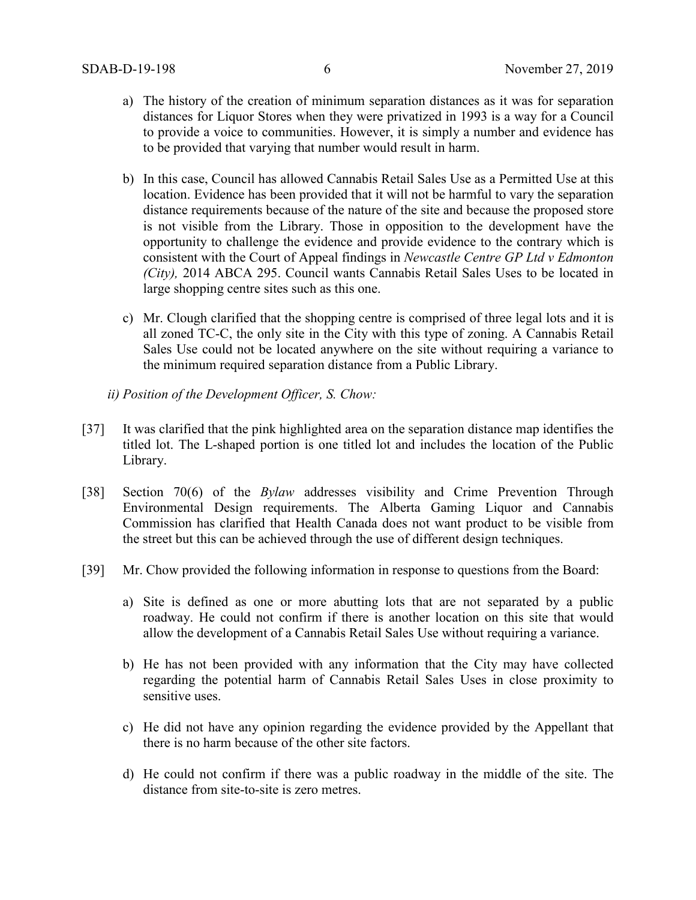a) The history of the creation of minimum separation distances as it was for separation distances for Liquor Stores when they were privatized in 1993 is a way for a Council to provide a voice to communities. However, it is simply a number and evidence has to be provided that varying that number would result in harm.

b) In this case, Council has allowed Cannabis Retail Sales Use as a Permitted Use at this location. Evidence has been provided that it will not be harmful to vary the separation distance requirements because of the nature of the site and because the proposed store is not visible from the Library. Those in opposition to the development have the opportunity to challenge the evidence and provide evidence to the contrary which is consistent with the Court of Appeal findings in *Newcastle Centre GP Ltd v Edmonton (City),* 2014 ABCA 295. Council wants Cannabis Retail Sales Uses to be located in large shopping centre sites such as this one.

c) Mr. Clough clarified that the shopping centre is comprised of three legal lots and it is all zoned TC-C, the only site in the City with this type of zoning. A Cannabis Retail Sales Use could not be located anywhere on the site without requiring a variance to the minimum required separation distance from a Public Library.

*ii) Position of the Development Officer, S. Chow:*

[37] It was clarified that the pink highlighted area on the separation distance map identifies the titled lot. The L-shaped portion is one titled lot and includes the location of the Public Library.

[38] Section 70(6) of the *Bylaw* addresses visibility and Crime Prevention Through Environmental Design requirements. The Alberta Gaming Liquor and Cannabis Commission has clarified that Health Canada does not want product to be visible from the street but this can be achieved through the use of different design techniques.

[39] Mr. Chow provided the following information in response to questions from the Board:

a) Site is defined as one or more abutting lots that are not separated by a public roadway. He could not confirm if there is another location on this site that would allow the development of a Cannabis Retail Sales Use without requiring a variance.

b) He has not been provided with any information that the City may have collected regarding the potential harm of Cannabis Retail Sales Uses in close proximity to sensitive uses.

c) He did not have any opinion regarding the evidence provided by the Appellant that there is no harm because of the other site factors.

d) He could not confirm if there was a public roadway in the middle of the site. The distance from site-to-site is zero metres.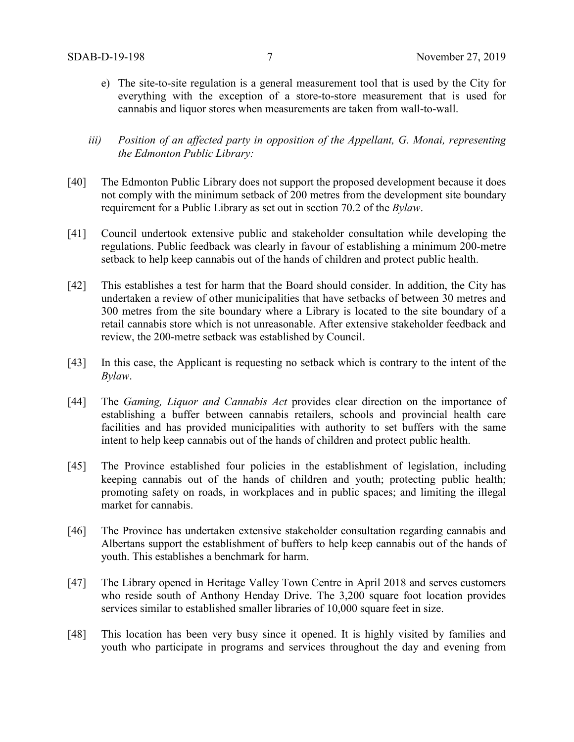e) The site-to-site regulation is a general measurement tool that is used by the City for everything with the exception of a store-to-store measurement that is used for cannabis and liquor stores when measurements are taken from wall-to-wall.

*iii) Position of an affected party in opposition of the Appellant, G. Monai, representing the Edmonton Public Library:*

[40] The Edmonton Public Library does not support the proposed development because it does not comply with the minimum setback of 200 metres from the development site boundary requirement for a Public Library as set out in section 70.2 of the *Bylaw*.

[41] Council undertook extensive public and stakeholder consultation while developing the regulations. Public feedback was clearly in favour of establishing a minimum 200-metre setback to help keep cannabis out of the hands of children and protect public health.

[42] This establishes a test for harm that the Board should consider. In addition, the City has undertaken a review of other municipalities that have setbacks of between 30 metres and 300 metres from the site boundary where a Library is located to the site boundary of a retail cannabis store which is not unreasonable. After extensive stakeholder feedback and review, the 200-metre setback was established by Council.

[43] In this case, the Applicant is requesting no setback which is contrary to the intent of the *Bylaw*.

[44] The *Gaming, Liquor and Cannabis Act* provides clear direction on the importance of establishing a buffer between cannabis retailers, schools and provincial health care facilities and has provided municipalities with authority to set buffers with the same intent to help keep cannabis out of the hands of children and protect public health.

[45] The Province established four policies in the establishment of legislation, including keeping cannabis out of the hands of children and youth; protecting public health; promoting safety on roads, in workplaces and in public spaces; and limiting the illegal market for cannabis.

[46] The Province has undertaken extensive stakeholder consultation regarding cannabis and Albertans support the establishment of buffers to help keep cannabis out of the hands of youth. This establishes a benchmark for harm.

[47] The Library opened in Heritage Valley Town Centre in April 2018 and serves customers who reside south of Anthony Henday Drive. The 3,200 square foot location provides services similar to established smaller libraries of 10,000 square feet in size.

[48] This location has been very busy since it opened. It is highly visited by families and youth who participate in programs and services throughout the day and evening from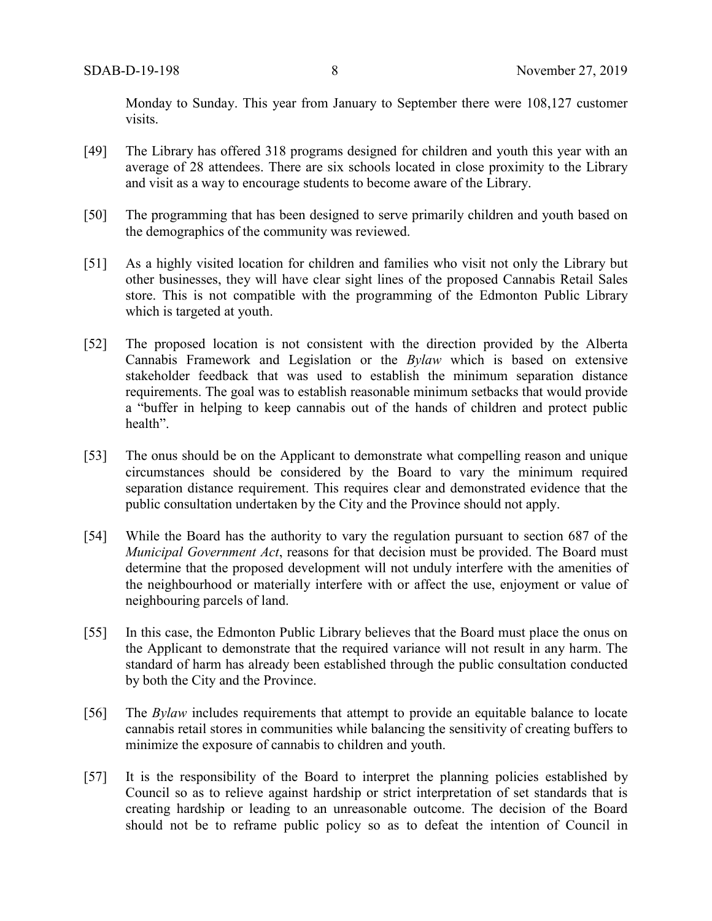Monday to Sunday. This year from January to September there were 108,127 customer visits.

[49] The Library has offered 318 programs designed for children and youth this year with an average of 28 attendees. There are six schools located in close proximity to the Library and visit as a way to encourage students to become aware of the Library.

[50] The programming that has been designed to serve primarily children and youth based on the demographics of the community was reviewed.

[51] As a highly visited location for children and families who visit not only the Library but other businesses, they will have clear sight lines of the proposed Cannabis Retail Sales store. This is not compatible with the programming of the Edmonton Public Library which is targeted at youth.

[52] The proposed location is not consistent with the direction provided by the Alberta Cannabis Framework and Legislation or the *Bylaw* which is based on extensive stakeholder feedback that was used to establish the minimum separation distance requirements. The goal was to establish reasonable minimum setbacks that would provide a "buffer in helping to keep cannabis out of the hands of children and protect public health".

[53] The onus should be on the Applicant to demonstrate what compelling reason and unique circumstances should be considered by the Board to vary the minimum required separation distance requirement. This requires clear and demonstrated evidence that the public consultation undertaken by the City and the Province should not apply.

[54] While the Board has the authority to vary the regulation pursuant to section 687 of the *Municipal Government Act*, reasons for that decision must be provided. The Board must determine that the proposed development will not unduly interfere with the amenities of the neighbourhood or materially interfere with or affect the use, enjoyment or value of neighbouring parcels of land.

[55] In this case, the Edmonton Public Library believes that the Board must place the onus on the Applicant to demonstrate that the required variance will not result in any harm. The standard of harm has already been established through the public consultation conducted by both the City and the Province.

[56] The *Bylaw* includes requirements that attempt to provide an equitable balance to locate cannabis retail stores in communities while balancing the sensitivity of creating buffers to minimize the exposure of cannabis to children and youth.

[57] It is the responsibility of the Board to interpret the planning policies established by Council so as to relieve against hardship or strict interpretation of set standards that is creating hardship or leading to an unreasonable outcome. The decision of the Board should not be to reframe public policy so as to defeat the intention of Council in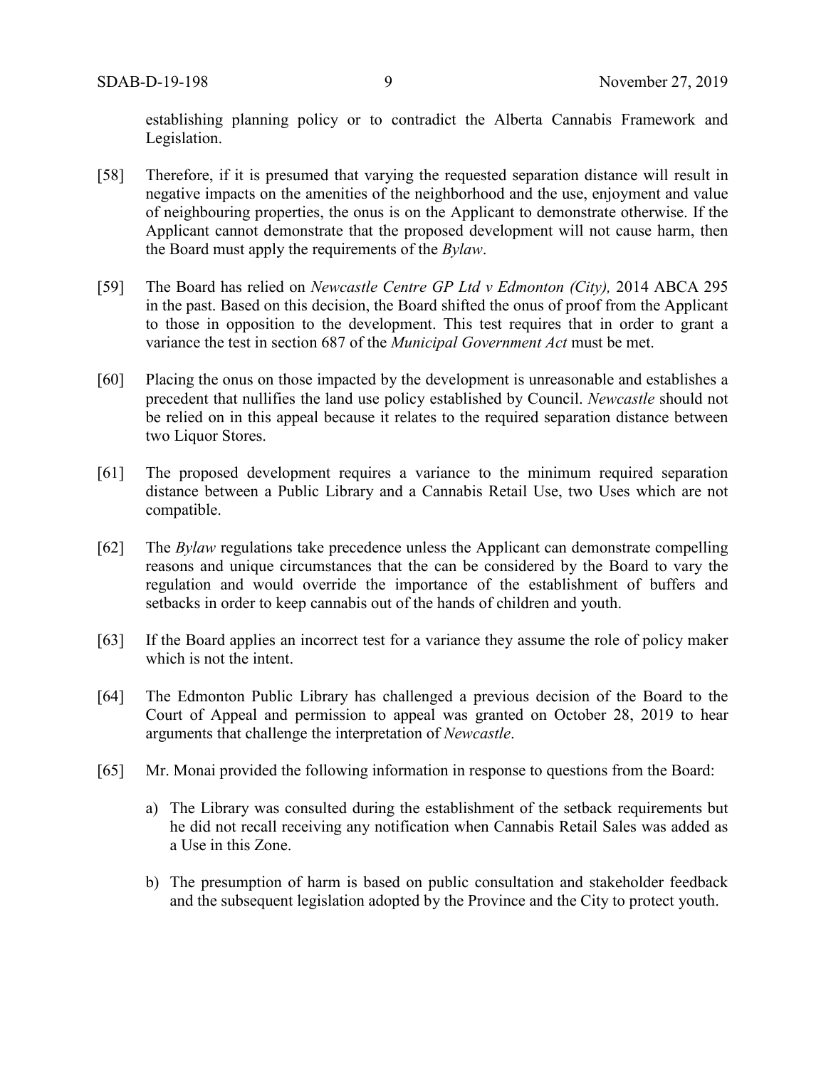establishing planning policy or to contradict the Alberta Cannabis Framework and Legislation.

[58] Therefore, if it is presumed that varying the requested separation distance will result in negative impacts on the amenities of the neighborhood and the use, enjoyment and value of neighbouring properties, the onus is on the Applicant to demonstrate otherwise. If the Applicant cannot demonstrate that the proposed development will not cause harm, then the Board must apply the requirements of the *Bylaw*.

[59] The Board has relied on *Newcastle Centre GP Ltd v Edmonton (City),* 2014 ABCA 295 in the past. Based on this decision, the Board shifted the onus of proof from the Applicant to those in opposition to the development. This test requires that in order to grant a variance the test in section 687 of the *Municipal Government Act* must be met.

[60] Placing the onus on those impacted by the development is unreasonable and establishes a precedent that nullifies the land use policy established by Council. *Newcastle* should not be relied on in this appeal because it relates to the required separation distance between two Liquor Stores.

[61] The proposed development requires a variance to the minimum required separation distance between a Public Library and a Cannabis Retail Use, two Uses which are not compatible.

[62] The *Bylaw* regulations take precedence unless the Applicant can demonstrate compelling reasons and unique circumstances that the can be considered by the Board to vary the regulation and would override the importance of the establishment of buffers and setbacks in order to keep cannabis out of the hands of children and youth.

[63] If the Board applies an incorrect test for a variance they assume the role of policy maker which is not the intent.

[64] The Edmonton Public Library has challenged a previous decision of the Board to the Court of Appeal and permission to appeal was granted on October 28, 2019 to hear arguments that challenge the interpretation of *Newcastle*.

[65] Mr. Monai provided the following information in response to questions from the Board:

a) The Library was consulted during the establishment of the setback requirements but he did not recall receiving any notification when Cannabis Retail Sales was added as a Use in this Zone.

b) The presumption of harm is based on public consultation and stakeholder feedback and the subsequent legislation adopted by the Province and the City to protect youth.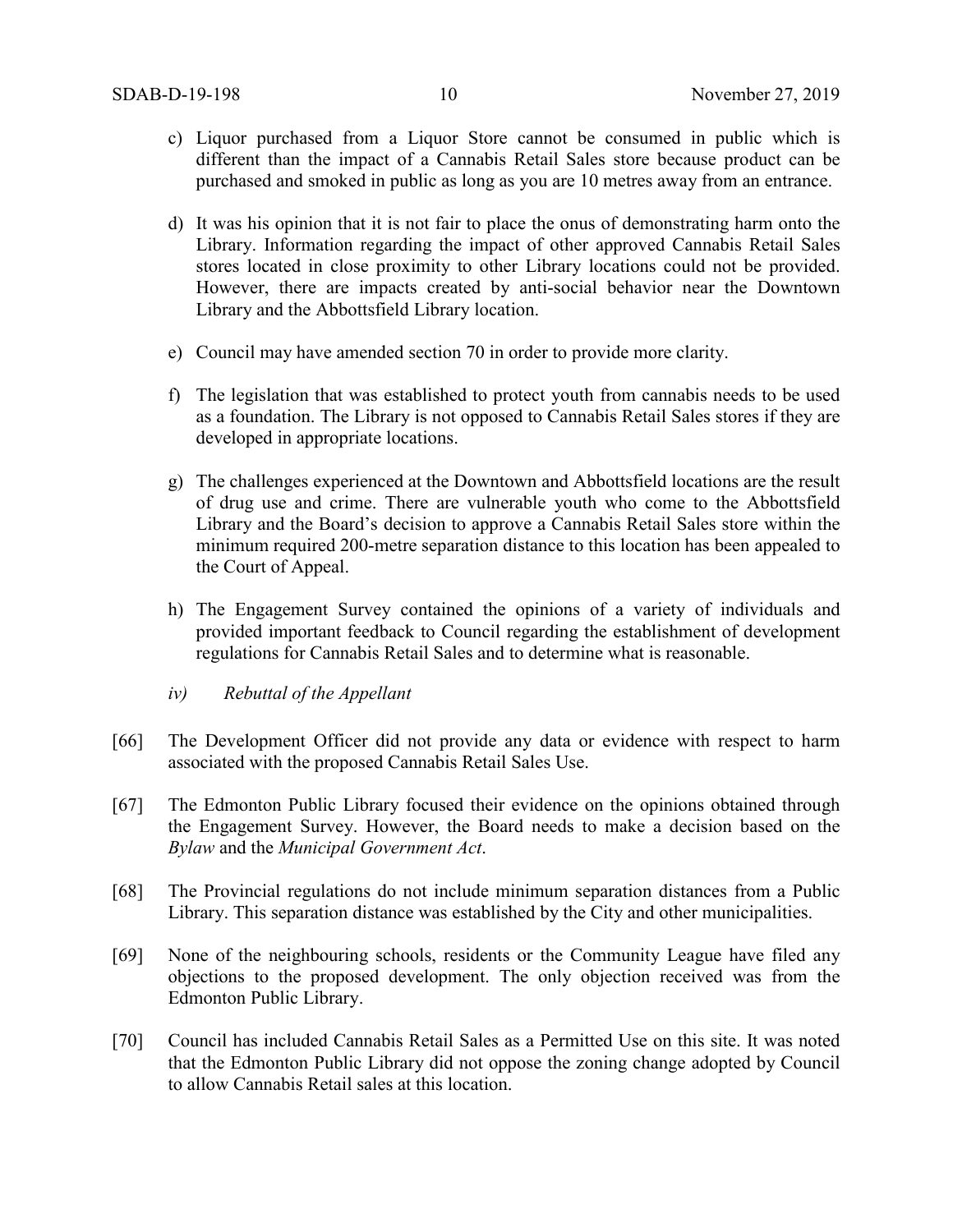c) Liquor purchased from a Liquor Store cannot be consumed in public which is different than the impact of a Cannabis Retail Sales store because product can be purchased and smoked in public as long as you are 10 metres away from an entrance.

d) It was his opinion that it is not fair to place the onus of demonstrating harm onto the Library. Information regarding the impact of other approved Cannabis Retail Sales stores located in close proximity to other Library locations could not be provided. However, there are impacts created by anti-social behavior near the Downtown Library and the Abbottsfield Library location.

e) Council may have amended section 70 in order to provide more clarity.

f) The legislation that was established to protect youth from cannabis needs to be used as a foundation. The Library is not opposed to Cannabis Retail Sales stores if they are developed in appropriate locations.

g) The challenges experienced at the Downtown and Abbottsfield locations are the result of drug use and crime. There are vulnerable youth who come to the Abbottsfield Library and the Board's decision to approve a Cannabis Retail Sales store within the minimum required 200-metre separation distance to this location has been appealed to the Court of Appeal.

h) The Engagement Survey contained the opinions of a variety of individuals and provided important feedback to Council regarding the establishment of development regulations for Cannabis Retail Sales and to determine what is reasonable.

*iv) Rebuttal of the Appellant*

[66] The Development Officer did not provide any data or evidence with respect to harm associated with the proposed Cannabis Retail Sales Use.

[67] The Edmonton Public Library focused their evidence on the opinions obtained through the Engagement Survey. However, the Board needs to make a decision based on the *Bylaw* and the *Municipal Government Act*.

[68] The Provincial regulations do not include minimum separation distances from a Public Library. This separation distance was established by the City and other municipalities.

[69] None of the neighbouring schools, residents or the Community League have filed any objections to the proposed development. The only objection received was from the Edmonton Public Library.

[70] Council has included Cannabis Retail Sales as a Permitted Use on this site. It was noted that the Edmonton Public Library did not oppose the zoning change adopted by Council to allow Cannabis Retail sales at this location.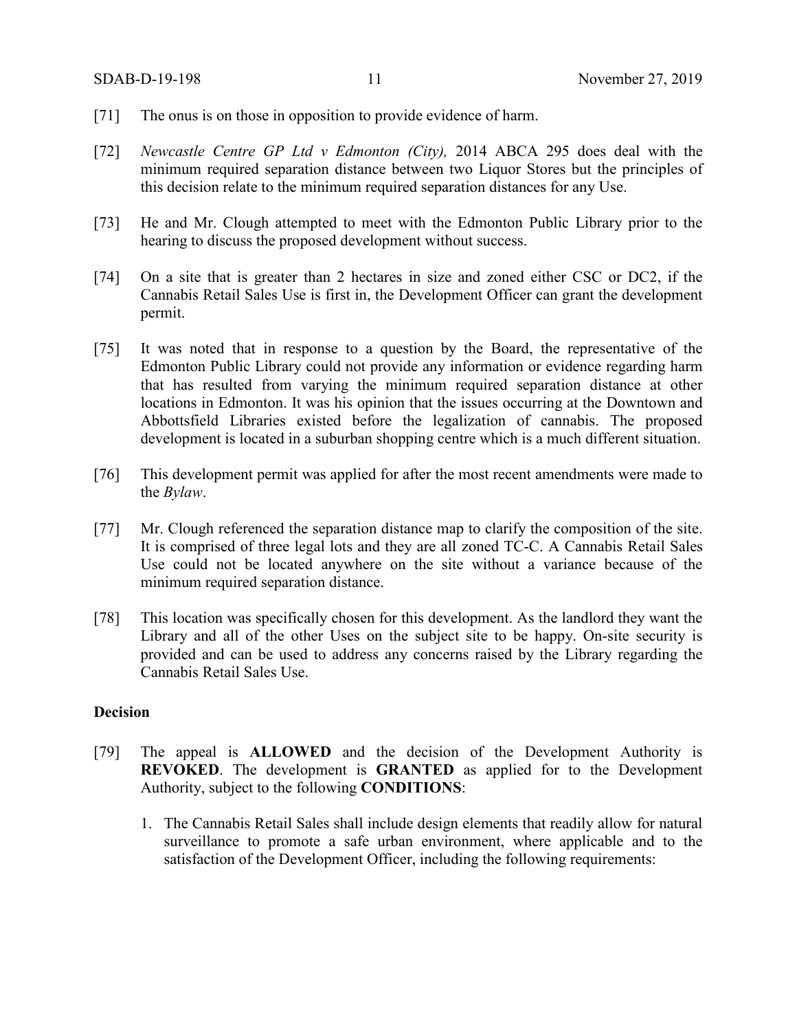[71] The onus is on those in opposition to provide evidence of harm.

[72] *Newcastle Centre GP Ltd v Edmonton (City),* 2014 ABCA 295 does deal with the minimum required separation distance between two Liquor Stores but the principles of this decision relate to the minimum required separation distances for any Use.

[73] He and Mr. Clough attempted to meet with the Edmonton Public Library prior to the hearing to discuss the proposed development without success.

[74] On a site that is greater than 2 hectares in size and zoned either CSC or DC2, if the Cannabis Retail Sales Use is first in, the Development Officer can grant the development permit.

[75] It was noted that in response to a question by the Board, the representative of the Edmonton Public Library could not provide any information or evidence regarding harm that has resulted from varying the minimum required separation distance at other locations in Edmonton. It was his opinion that the issues occurring at the Downtown and Abbottsfield Libraries existed before the legalization of cannabis. The proposed development is located in a suburban shopping centre which is a much different situation.

[76] This development permit was applied for after the most recent amendments were made to the *Bylaw*.

[77] Mr. Clough referenced the separation distance map to clarify the composition of the site. It is comprised of three legal lots and they are all zoned TC-C. A Cannabis Retail Sales Use could not be located anywhere on the site without a variance because of the minimum required separation distance.

[78] This location was specifically chosen for this development. As the landlord they want the Library and all of the other Uses on the subject site to be happy. On-site security is provided and can be used to address any concerns raised by the Library regarding the Cannabis Retail Sales Use.

**Decision**

[79] The appeal is **ALLOWED** and the decision of the Development Authority is **REVOKED**. The development is **GRANTED** as applied for to the Development Authority, subject to the following **CONDITIONS**:

1. The Cannabis Retail Sales shall include design elements that readily allow for natural surveillance to promote a safe urban environment, where applicable and to the satisfaction of the Development Officer, including the following requirements: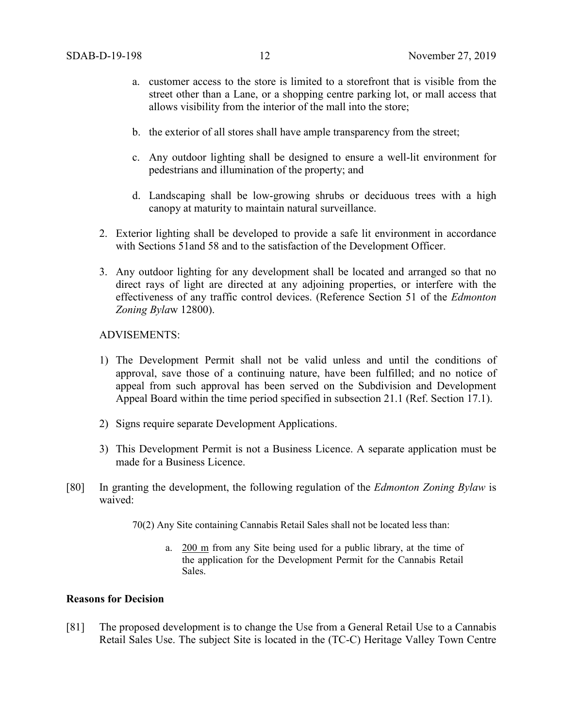a. customer access to the store is limited to a storefront that is visible from the street other than a Lane, or a shopping centre parking lot, or mall access that allows visibility from the interior of the mall into the store;

b. the exterior of all stores shall have ample transparency from the street;

c. Any outdoor lighting shall be designed to ensure a well-lit environment for pedestrians and illumination of the property; and

d. Landscaping shall be low-growing shrubs or deciduous trees with a high canopy at maturity to maintain natural surveillance.

2. Exterior lighting shall be developed to provide a safe lit environment in accordance with Sections 51and 58 and to the satisfaction of the Development Officer.

3. Any outdoor lighting for any development shall be located and arranged so that no direct rays of light are directed at any adjoining properties, or interfere with the effectiveness of any traffic control devices. (Reference Section 51 of the *Edmonton Zoning Byla*w 12800).

ADVISEMENTS:

1) The Development Permit shall not be valid unless and until the conditions of approval, save those of a continuing nature, have been fulfilled; and no notice of appeal from such approval has been served on the Subdivision and Development Appeal Board within the time period specified in subsection 21.1 (Ref. Section 17.1).

2) Signs require separate Development Applications.

3) This Development Permit is not a Business Licence. A separate application must be made for a Business Licence.

[80] In granting the development, the following regulation of the *Edmonton Zoning Bylaw* is waived:

70(2) Any Site containing Cannabis Retail Sales shall not be located less than:

a. <u>200 m</u> from any Site being used for a public library, at the time of the application for the Development Permit for the Cannabis Retail Sales.

**Reasons for Decision**

[81] The proposed development is to change the Use from a General Retail Use to a Cannabis Retail Sales Use. The subject Site is located in the (TC-C) Heritage Valley Town Centre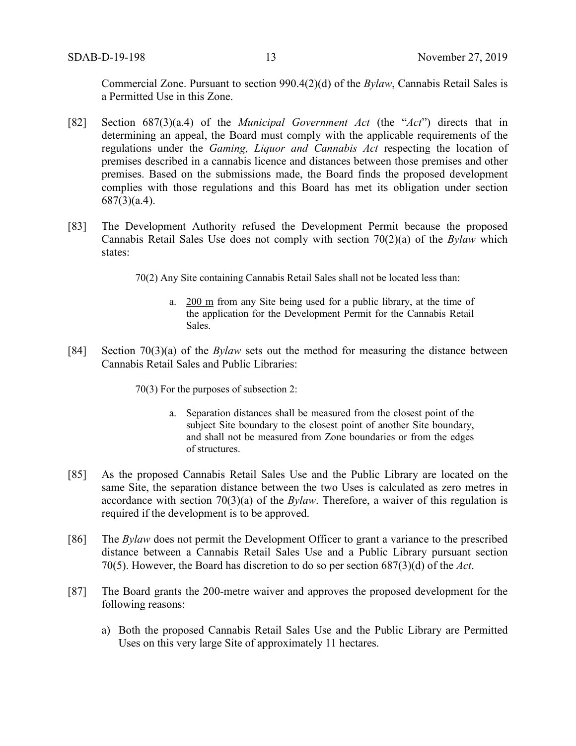Commercial Zone. Pursuant to section 990.4(2)(d) of the *Bylaw*, Cannabis Retail Sales is a Permitted Use in this Zone.

[82] Section 687(3)(a.4) of the *Municipal Government Act* (the "*Act*") directs that in determining an appeal, the Board must comply with the applicable requirements of the regulations under the *Gaming, Liquor and Cannabis Act* respecting the location of premises described in a cannabis licence and distances between those premises and other premises. Based on the submissions made, the Board finds the proposed development complies with those regulations and this Board has met its obligation under section 687(3)(a.4).

[83] The Development Authority refused the Development Permit because the proposed Cannabis Retail Sales Use does not comply with section 70(2)(a) of the *Bylaw* which states:

> 70(2) Any Site containing Cannabis Retail Sales shall not be located less than:
>
> a. <u>200 m</u> from any Site being used for a public library, at the time of the application for the Development Permit for the Cannabis Retail Sales.

[84] Section 70(3)(a) of the *Bylaw* sets out the method for measuring the distance between Cannabis Retail Sales and Public Libraries:

> 70(3) For the purposes of subsection 2:
>
> a. Separation distances shall be measured from the closest point of the subject Site boundary to the closest point of another Site boundary, and shall not be measured from Zone boundaries or from the edges of structures.

[85] As the proposed Cannabis Retail Sales Use and the Public Library are located on the same Site, the separation distance between the two Uses is calculated as zero metres in accordance with section 70(3)(a) of the *Bylaw*. Therefore, a waiver of this regulation is required if the development is to be approved.

[86] The *Bylaw* does not permit the Development Officer to grant a variance to the prescribed distance between a Cannabis Retail Sales Use and a Public Library pursuant section 70(5). However, the Board has discretion to do so per section 687(3)(d) of the *Act*.

[87] The Board grants the 200-metre waiver and approves the proposed development for the following reasons:

a) Both the proposed Cannabis Retail Sales Use and the Public Library are Permitted Uses on this very large Site of approximately 11 hectares.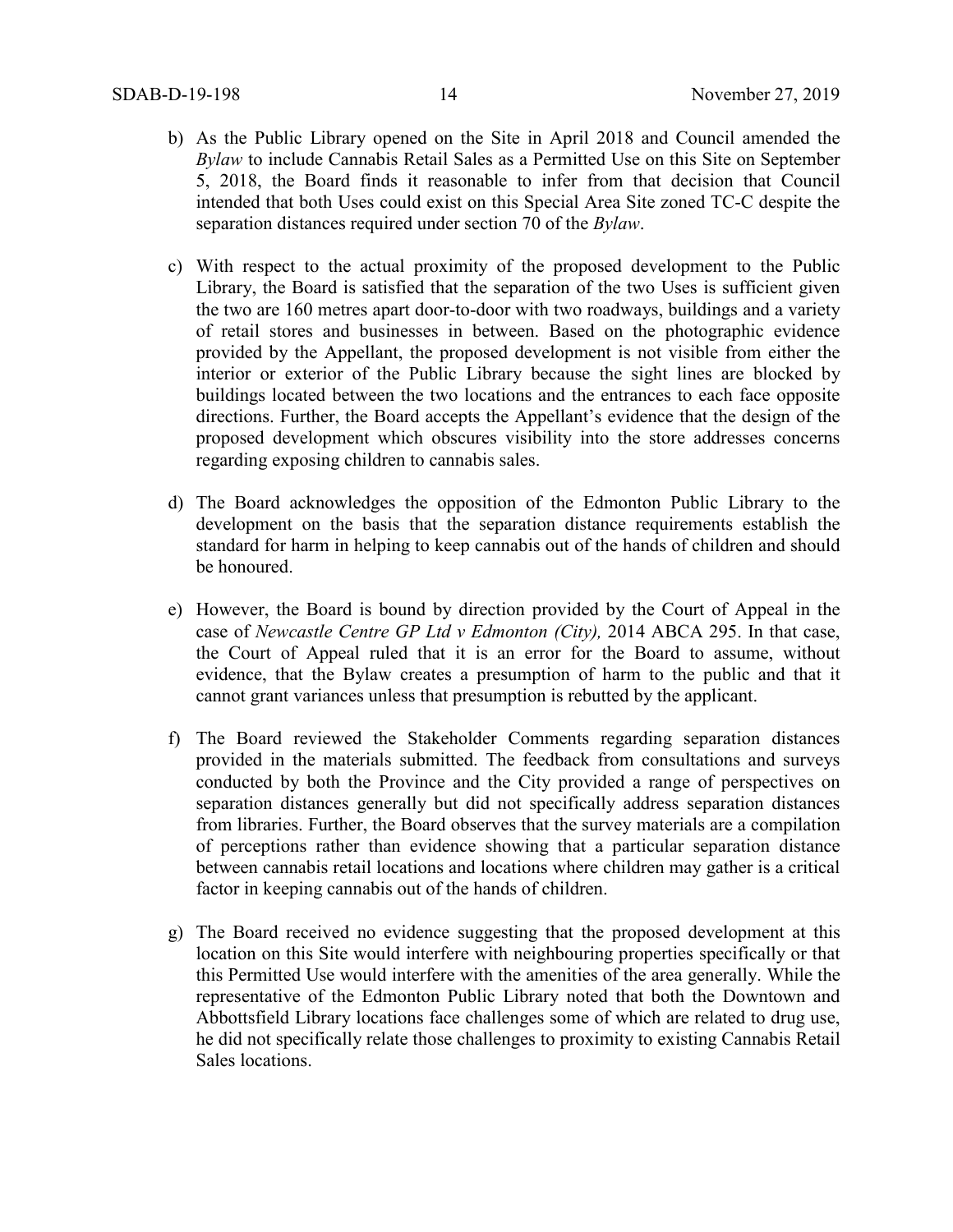b) As the Public Library opened on the Site in April 2018 and Council amended the *Bylaw* to include Cannabis Retail Sales as a Permitted Use on this Site on September 5, 2018, the Board finds it reasonable to infer from that decision that Council intended that both Uses could exist on this Special Area Site zoned TC-C despite the separation distances required under section 70 of the *Bylaw*.

c) With respect to the actual proximity of the proposed development to the Public Library, the Board is satisfied that the separation of the two Uses is sufficient given the two are 160 metres apart door-to-door with two roadways, buildings and a variety of retail stores and businesses in between. Based on the photographic evidence provided by the Appellant, the proposed development is not visible from either the interior or exterior of the Public Library because the sight lines are blocked by buildings located between the two locations and the entrances to each face opposite directions. Further, the Board accepts the Appellant's evidence that the design of the proposed development which obscures visibility into the store addresses concerns regarding exposing children to cannabis sales.

d) The Board acknowledges the opposition of the Edmonton Public Library to the development on the basis that the separation distance requirements establish the standard for harm in helping to keep cannabis out of the hands of children and should be honoured.

e) However, the Board is bound by direction provided by the Court of Appeal in the case of *Newcastle Centre GP Ltd v Edmonton (City),* 2014 ABCA 295. In that case, the Court of Appeal ruled that it is an error for the Board to assume, without evidence, that the Bylaw creates a presumption of harm to the public and that it cannot grant variances unless that presumption is rebutted by the applicant.

f) The Board reviewed the Stakeholder Comments regarding separation distances provided in the materials submitted. The feedback from consultations and surveys conducted by both the Province and the City provided a range of perspectives on separation distances generally but did not specifically address separation distances from libraries. Further, the Board observes that the survey materials are a compilation of perceptions rather than evidence showing that a particular separation distance between cannabis retail locations and locations where children may gather is a critical factor in keeping cannabis out of the hands of children.

g) The Board received no evidence suggesting that the proposed development at this location on this Site would interfere with neighbouring properties specifically or that this Permitted Use would interfere with the amenities of the area generally. While the representative of the Edmonton Public Library noted that both the Downtown and Abbottsfield Library locations face challenges some of which are related to drug use, he did not specifically relate those challenges to proximity to existing Cannabis Retail Sales locations.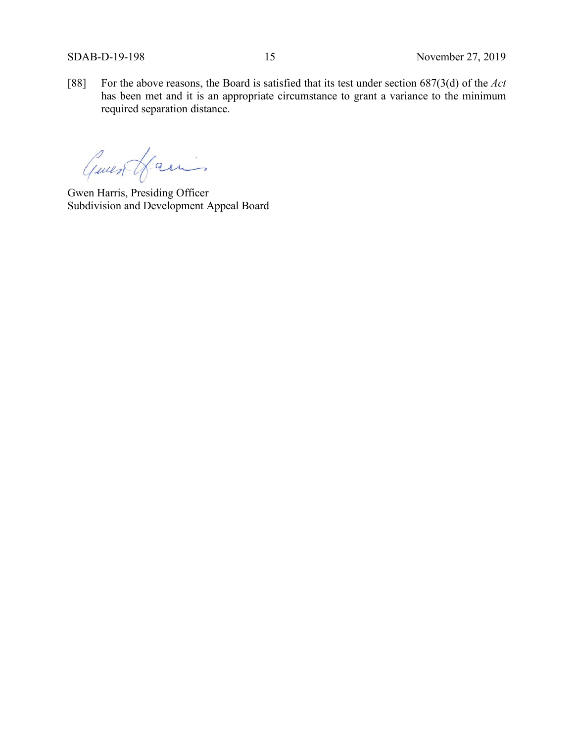[88] For the above reasons, the Board is satisfied that its test under section 687(3(d) of the *Act* has been met and it is an appropriate circumstance to grant a variance to the minimum required separation distance.

Gwen Harris, Presiding Officer
Subdivision and Development Appeal Board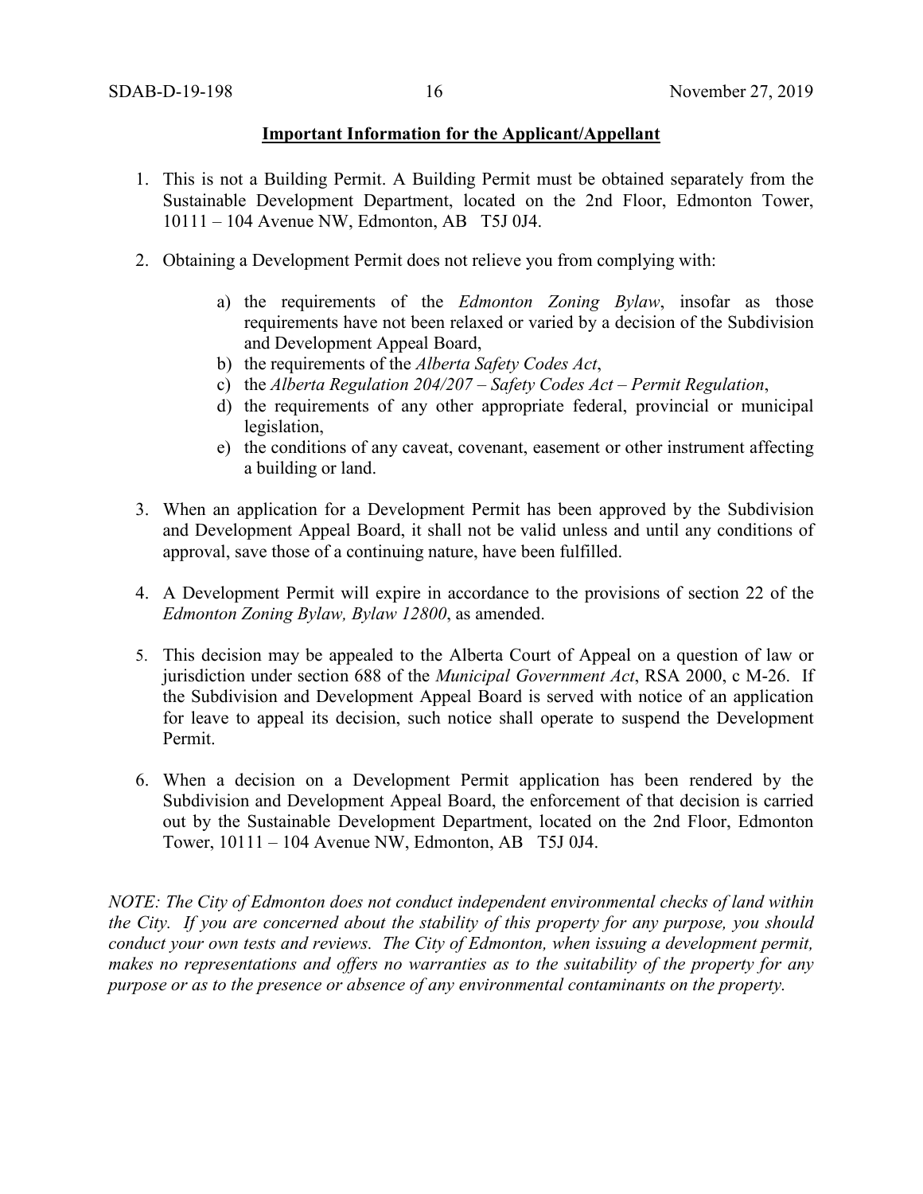**Important Information for the Applicant/Appellant**

1. This is not a Building Permit. A Building Permit must be obtained separately from the Sustainable Development Department, located on the 2nd Floor, Edmonton Tower, 10111 – 104 Avenue NW, Edmonton, AB T5J 0J4.

2. Obtaining a Development Permit does not relieve you from complying with:

    a) the requirements of the *Edmonton Zoning Bylaw*, insofar as those requirements have not been relaxed or varied by a decision of the Subdivision and Development Appeal Board,
    b) the requirements of the *Alberta Safety Codes Act*,
    c) the *Alberta Regulation 204/207 – Safety Codes Act – Permit Regulation*,
    d) the requirements of any other appropriate federal, provincial or municipal legislation,
    e) the conditions of any caveat, covenant, easement or other instrument affecting a building or land.

3. When an application for a Development Permit has been approved by the Subdivision and Development Appeal Board, it shall not be valid unless and until any conditions of approval, save those of a continuing nature, have been fulfilled.

4. A Development Permit will expire in accordance to the provisions of section 22 of the *Edmonton Zoning Bylaw, Bylaw 12800*, as amended.

5. This decision may be appealed to the Alberta Court of Appeal on a question of law or jurisdiction under section 688 of the *Municipal Government Act*, RSA 2000, c M-26. If the Subdivision and Development Appeal Board is served with notice of an application for leave to appeal its decision, such notice shall operate to suspend the Development Permit.

6. When a decision on a Development Permit application has been rendered by the Subdivision and Development Appeal Board, the enforcement of that decision is carried out by the Sustainable Development Department, located on the 2nd Floor, Edmonton Tower, 10111 – 104 Avenue NW, Edmonton, AB T5J 0J4.

*NOTE: The City of Edmonton does not conduct independent environmental checks of land within the City. If you are concerned about the stability of this property for any purpose, you should conduct your own tests and reviews. The City of Edmonton, when issuing a development permit, makes no representations and offers no warranties as to the suitability of the property for any purpose or as to the presence or absence of any environmental contaminants on the property.*